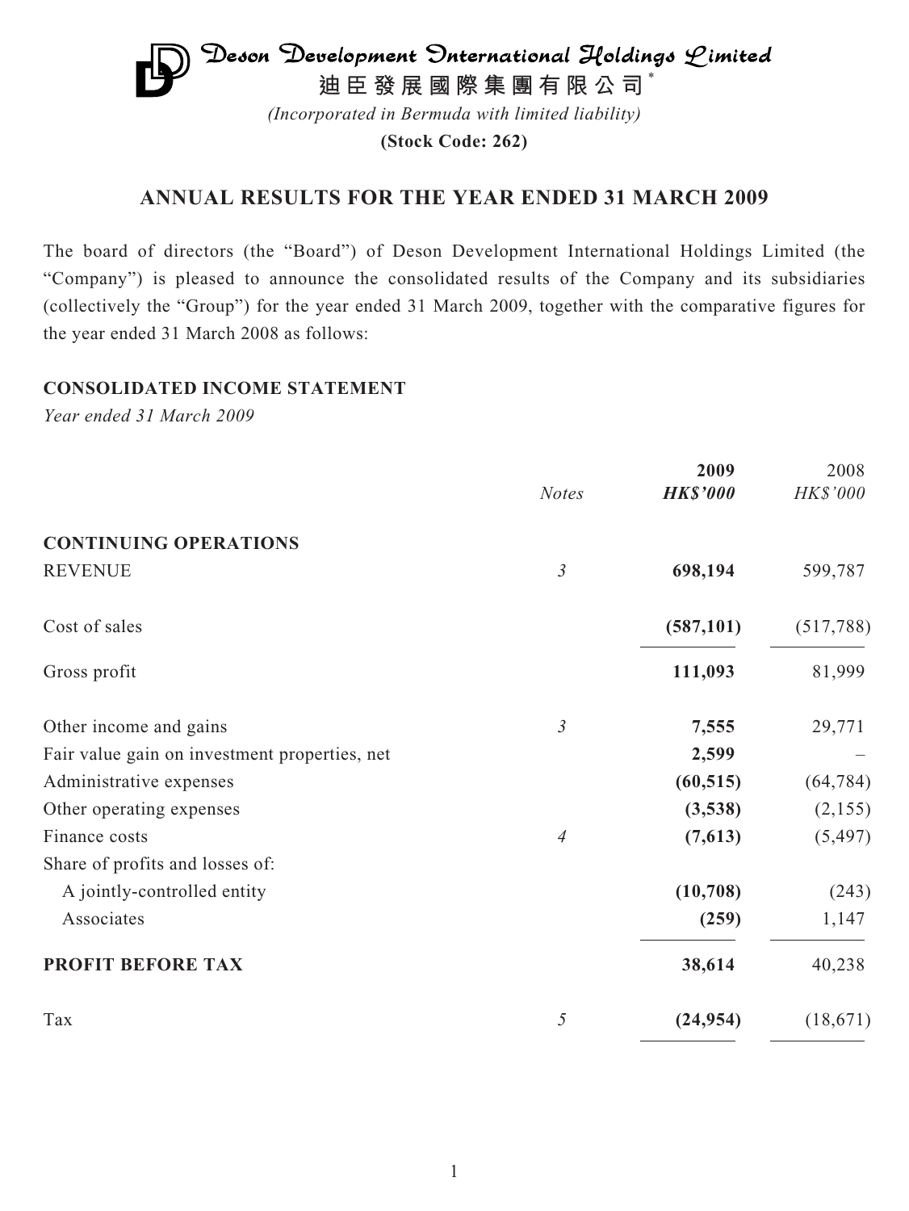# Deson Development International Holdings Limited

**迪臣發展國際集團有限公司***

*(Incorporated in Bermuda with limited liability)*

**(Stock Code: 262)**

## ANNUAL RESULTS FOR THE YEAR ENDED 31 MARCH 2009

The board of directors (the "Board") of Deson Development International Holdings Limited (the "Company") is pleased to announce the consolidated results of the Company and its subsidiaries (collectively the "Group") for the year ended 31 March 2009, together with the comparative figures for the year ended 31 March 2008 as follows:

### CONSOLIDATED INCOME STATEMENT

*Year ended 31 March 2009*

| | *Notes* | **2009** *HK$'000* | 2008 *HK$'000* |
|---|---|---|---|
| **CONTINUING OPERATIONS** | | | |
| REVENUE | *3* | **698,194** | 599,787 |
| Cost of sales | | **(587,101)** | (517,788) |
| Gross profit | | **111,093** | 81,999 |
| Other income and gains | *3* | **7,555** | 29,771 |
| Fair value gain on investment properties, net | | **2,599** | – |
| Administrative expenses | | **(60,515)** | (64,784) |
| Other operating expenses | | **(3,538)** | (2,155) |
| Finance costs | *4* | **(7,613)** | (5,497) |
| Share of profits and losses of: | | | |
| A jointly-controlled entity | | **(10,708)** | (243) |
| Associates | | **(259)** | 1,147 |
| **PROFIT BEFORE TAX** | | **38,614** | 40,238 |
| Tax | *5* | **(24,954)** | (18,671) |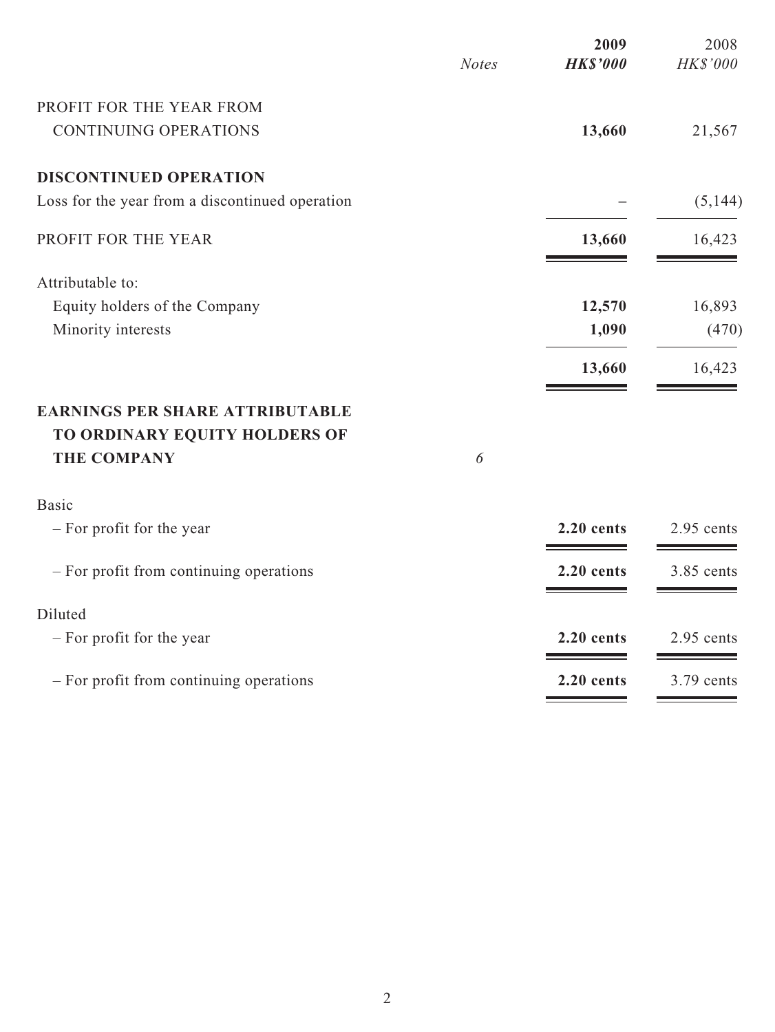| | Notes | **2009** | 2008 |
|---|---|---|---|
| | | ***HK$'000*** | *HK$'000* |
| PROFIT FOR THE YEAR FROM CONTINUING OPERATIONS | | **13,660** | 21,567 |
| **DISCONTINUED OPERATION** | | | |
| Loss for the year from a discontinued operation | | – | (5,144) |
| PROFIT FOR THE YEAR | | **13,660** | 16,423 |
| Attributable to: | | | |
| Equity holders of the Company | | **12,570** | 16,893 |
| Minority interests | | **1,090** | (470) |
| | | **13,660** | 16,423 |
| **EARNINGS PER SHARE ATTRIBUTABLE TO ORDINARY EQUITY HOLDERS OF THE COMPANY** | *6* | | |
| Basic | | | |
| – For profit for the year | | **2.20 cents** | 2.95 cents |
| – For profit from continuing operations | | **2.20 cents** | 3.85 cents |
| Diluted | | | |
| – For profit for the year | | **2.20 cents** | 2.95 cents |
| – For profit from continuing operations | | **2.20 cents** | 3.79 cents |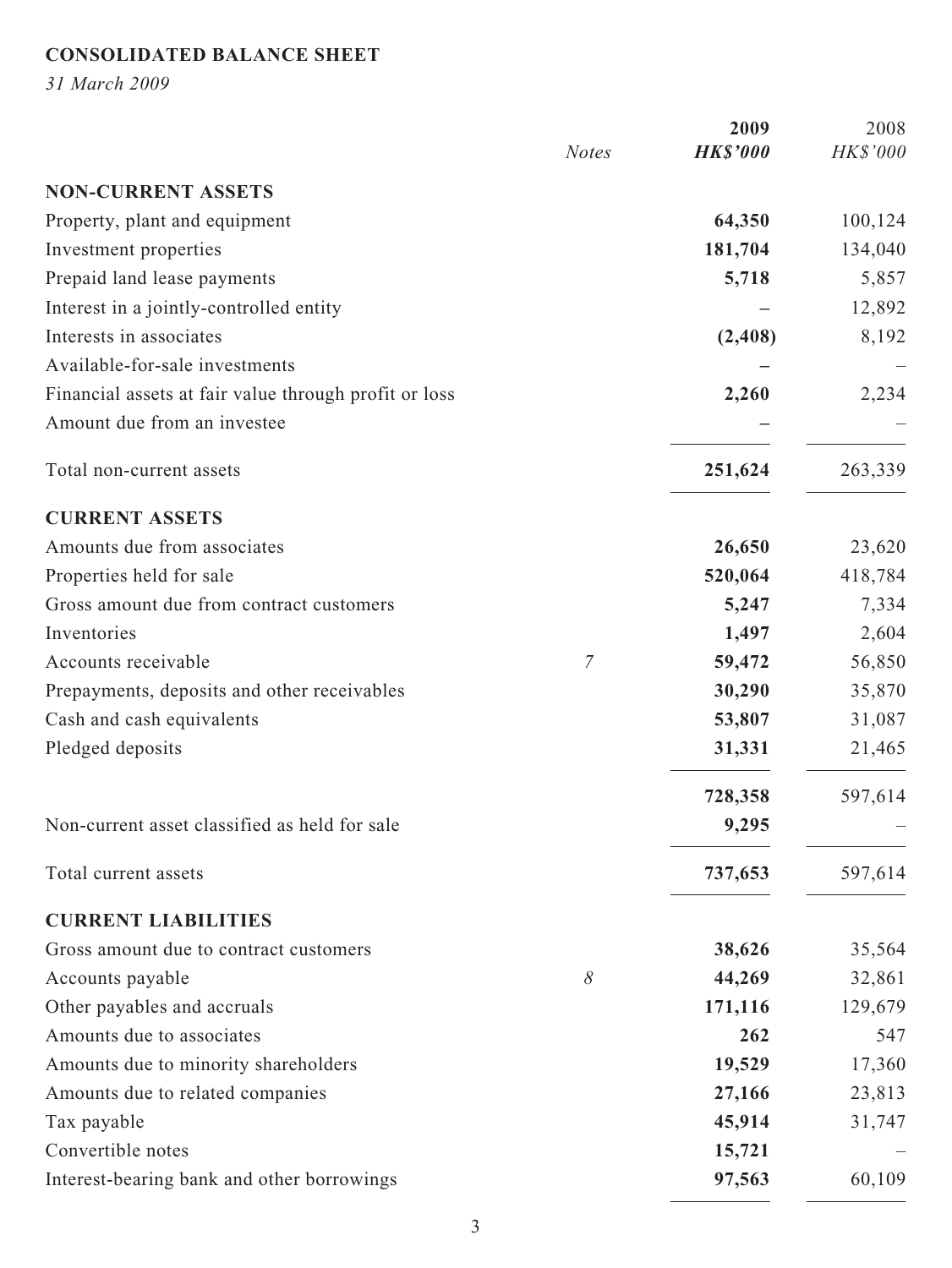**CONSOLIDATED BALANCE SHEET**

*31 March 2009*

| | *Notes* | **2009** **HK$'000** | 2008 *HK$'000* |
|---|---|---|---|
| **NON-CURRENT ASSETS** | | | |
| Property, plant and equipment | | **64,350** | 100,124 |
| Investment properties | | **181,704** | 134,040 |
| Prepaid land lease payments | | **5,718** | 5,857 |
| Interest in a jointly-controlled entity | | **–** | 12,892 |
| Interests in associates | | **(2,408)** | 8,192 |
| Available-for-sale investments | | **–** | – |
| Financial assets at fair value through profit or loss | | **2,260** | 2,234 |
| Amount due from an investee | | **–** | – |
| Total non-current assets | | **251,624** | 263,339 |
| **CURRENT ASSETS** | | | |
| Amounts due from associates | | **26,650** | 23,620 |
| Properties held for sale | | **520,064** | 418,784 |
| Gross amount due from contract customers | | **5,247** | 7,334 |
| Inventories | | **1,497** | 2,604 |
| Accounts receivable | *7* | **59,472** | 56,850 |
| Prepayments, deposits and other receivables | | **30,290** | 35,870 |
| Cash and cash equivalents | | **53,807** | 31,087 |
| Pledged deposits | | **31,331** | 21,465 |
| | | **728,358** | 597,614 |
| Non-current asset classified as held for sale | | **9,295** | – |
| Total current assets | | **737,653** | 597,614 |
| **CURRENT LIABILITIES** | | | |
| Gross amount due to contract customers | | **38,626** | 35,564 |
| Accounts payable | *8* | **44,269** | 32,861 |
| Other payables and accruals | | **171,116** | 129,679 |
| Amounts due to associates | | **262** | 547 |
| Amounts due to minority shareholders | | **19,529** | 17,360 |
| Amounts due to related companies | | **27,166** | 23,813 |
| Tax payable | | **45,914** | 31,747 |
| Convertible notes | | **15,721** | – |
| Interest-bearing bank and other borrowings | | **97,563** | 60,109 |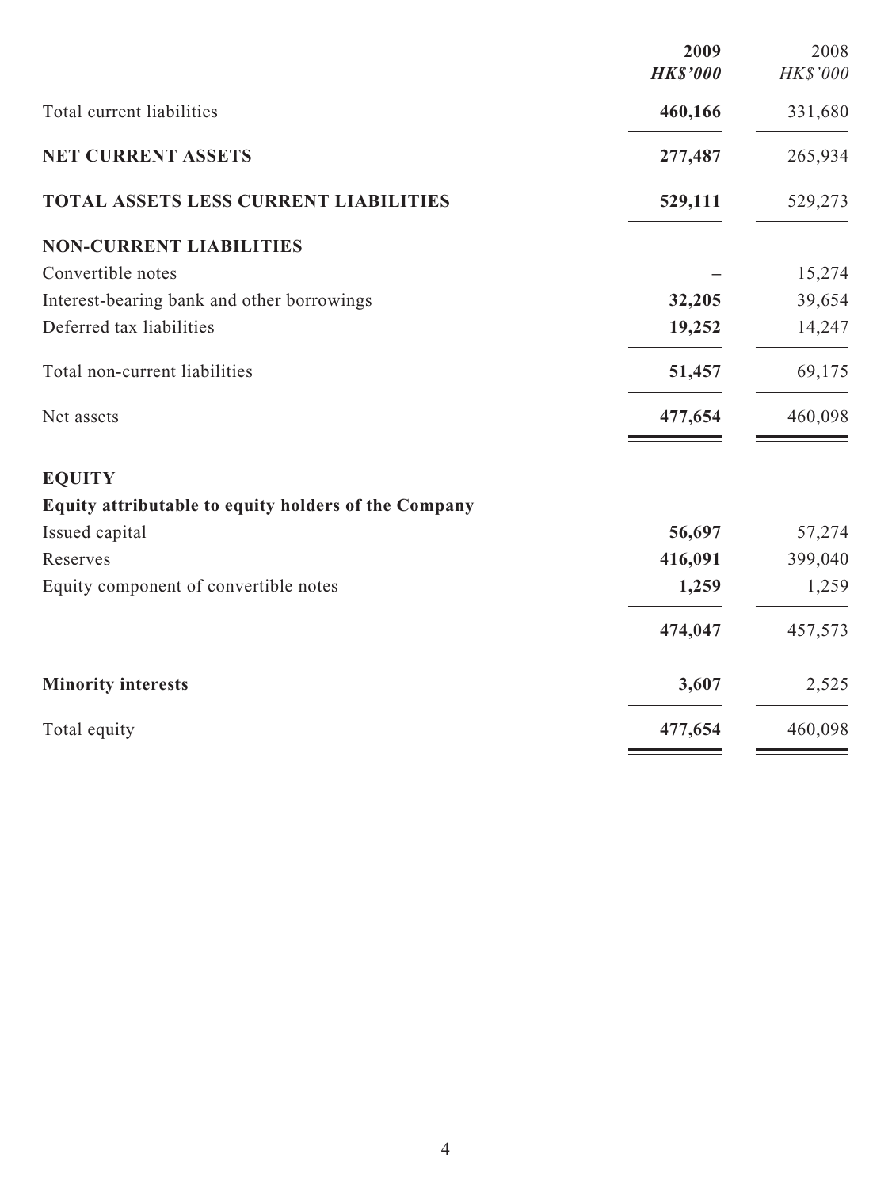| | 2009 | 2008 |
|---|---|---|
| | ***HK$'000*** | *HK$'000* |
| Total current liabilities | **460,166** | 331,680 |
| **NET CURRENT ASSETS** | **277,487** | 265,934 |
| **TOTAL ASSETS LESS CURRENT LIABILITIES** | **529,111** | 529,273 |
| **NON-CURRENT LIABILITIES** | | |
| Convertible notes | – | 15,274 |
| Interest-bearing bank and other borrowings | **32,205** | 39,654 |
| Deferred tax liabilities | **19,252** | 14,247 |
| Total non-current liabilities | **51,457** | 69,175 |
| Net assets | **477,654** | 460,098 |
| **EQUITY** | | |
| **Equity attributable to equity holders of the Company** | | |
| Issued capital | **56,697** | 57,274 |
| Reserves | **416,091** | 399,040 |
| Equity component of convertible notes | **1,259** | 1,259 |
| | **474,047** | 457,573 |
| **Minority interests** | **3,607** | 2,525 |
| Total equity | **477,654** | 460,098 |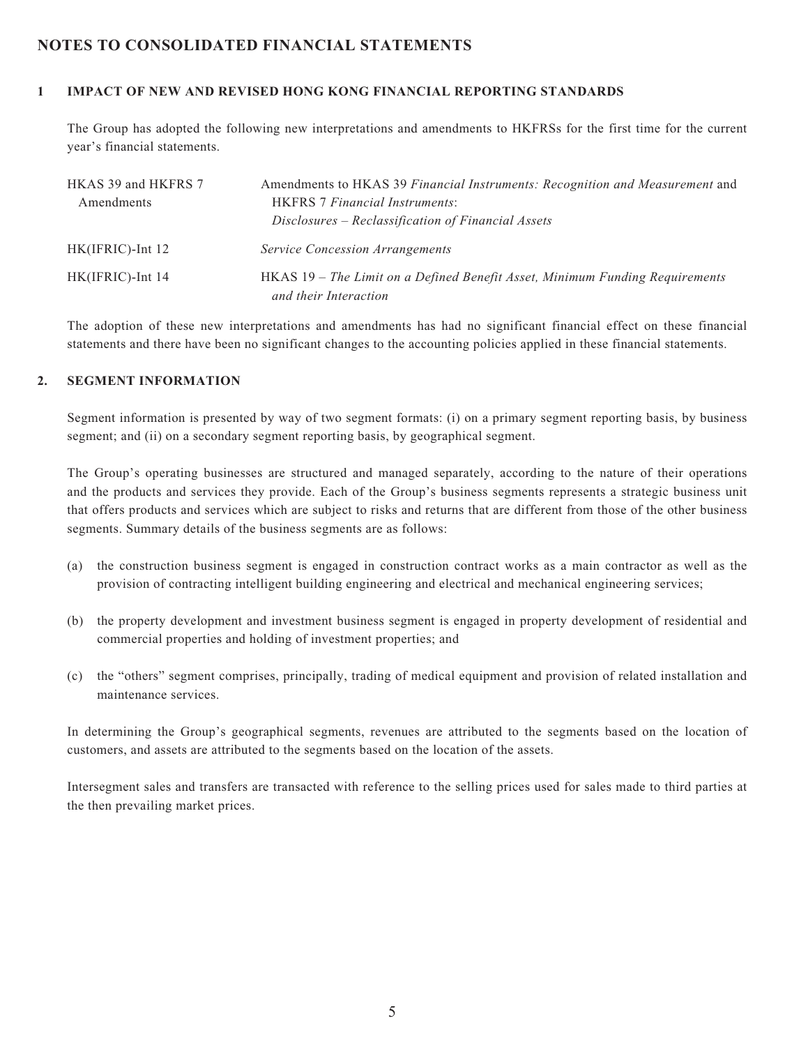# NOTES TO CONSOLIDATED FINANCIAL STATEMENTS

## 1 IMPACT OF NEW AND REVISED HONG KONG FINANCIAL REPORTING STANDARDS

The Group has adopted the following new interpretations and amendments to HKFRSs for the first time for the current year's financial statements.

| | |
|---|---|
| HKAS 39 and HKFRS 7 Amendments | Amendments to HKAS 39 *Financial Instruments: Recognition and Measurement* and HKFRS 7 *Financial Instruments: Disclosures – Reclassification of Financial Assets* |
| HK(IFRIC)-Int 12 | *Service Concession Arrangements* |
| HK(IFRIC)-Int 14 | HKAS 19 – *The Limit on a Defined Benefit Asset, Minimum Funding Requirements and their Interaction* |

The adoption of these new interpretations and amendments has had no significant financial effect on these financial statements and there have been no significant changes to the accounting policies applied in these financial statements.

## 2. SEGMENT INFORMATION

Segment information is presented by way of two segment formats: (i) on a primary segment reporting basis, by business segment; and (ii) on a secondary segment reporting basis, by geographical segment.

The Group's operating businesses are structured and managed separately, according to the nature of their operations and the products and services they provide. Each of the Group's business segments represents a strategic business unit that offers products and services which are subject to risks and returns that are different from those of the other business segments. Summary details of the business segments are as follows:

(a) the construction business segment is engaged in construction contract works as a main contractor as well as the provision of contracting intelligent building engineering and electrical and mechanical engineering services;

(b) the property development and investment business segment is engaged in property development of residential and commercial properties and holding of investment properties; and

(c) the "others" segment comprises, principally, trading of medical equipment and provision of related installation and maintenance services.

In determining the Group's geographical segments, revenues are attributed to the segments based on the location of customers, and assets are attributed to the segments based on the location of the assets.

Intersegment sales and transfers are transacted with reference to the selling prices used for sales made to third parties at the then prevailing market prices.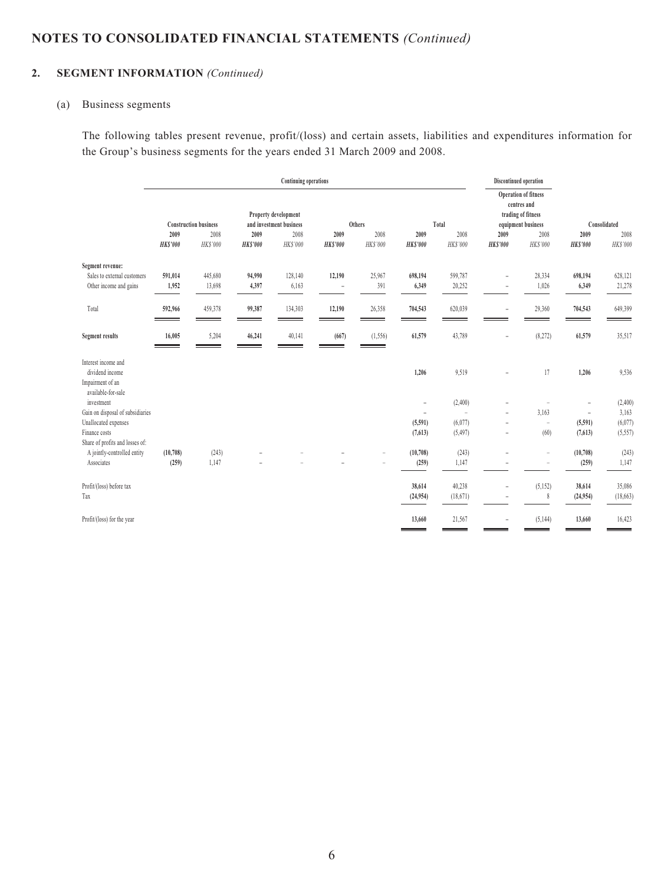# NOTES TO CONSOLIDATED FINANCIAL STATEMENTS *(Continued)*

## 2. SEGMENT INFORMATION *(Continued)*

### (a) Business segments

The following tables present revenue, profit/(loss) and certain assets, liabilities and expenditures information for the Group's business segments for the years ended 31 March 2009 and 2008.

| | Continuing operations | | | | | | | | Discontinued operation | | | |
|---|---|---|---|---|---|---|---|---|---|---|---|---|
| | Construction business | | Property development and investment business | | Others | | Total | | Operation of fitness centres and trading of fitness equipment business | | Consolidated | |
| | **2009** | 2008 | **2009** | 2008 | **2009** | 2008 | **2009** | 2008 | **2009** | 2008 | **2009** | 2008 |
| | ***HK$'000*** | *HK$'000* | ***HK$'000*** | *HK$'000* | ***HK$'000*** | *HK$'000* | ***HK$'000*** | *HK$'000* | ***HK$'000*** | *HK$'000* | ***HK$'000*** | *HK$'000* |
| **Segment revenue:** | | | | | | | | | | | | |
| Sales to external customers | **591,014** | 445,680 | **94,990** | 128,140 | **12,190** | 25,967 | **698,194** | 599,787 | **–** | 28,334 | **698,194** | 628,121 |
| Other income and gains | **1,952** | 13,698 | **4,397** | 6,163 | **–** | 391 | **6,349** | 20,252 | **–** | 1,026 | **6,349** | 21,278 |
| Total | **592,966** | 459,378 | **99,387** | 134,303 | **12,190** | 26,358 | **704,543** | 620,039 | **–** | 29,360 | **704,543** | 649,399 |
| **Segment results** | **16,005** | 5,204 | **46,241** | 40,141 | **(667)** | (1,556) | **61,579** | 43,789 | **–** | (8,272) | **61,579** | 35,517 |
| Interest income and dividend income | | | | | | | **1,206** | 9,519 | **–** | 17 | **1,206** | 9,536 |
| Impairment of an available-for-sale investment | | | | | | | **–** | (2,400) | **–** | – | **–** | (2,400) |
| Gain on disposal of subsidiaries | | | | | | | **–** | – | **–** | 3,163 | **–** | 3,163 |
| Unallocated expenses | | | | | | | **(5,591)** | (6,077) | **–** | – | **(5,591)** | (6,077) |
| Finance costs | | | | | | | **(7,613)** | (5,497) | **–** | (60) | **(7,613)** | (5,557) |
| Share of profits and losses of: | | | | | | | | | | | | |
| A jointly-controlled entity | **(10,708)** | (243) | **–** | – | **–** | – | **(10,708)** | (243) | **–** | – | **(10,708)** | (243) |
| Associates | **(259)** | 1,147 | **–** | – | **–** | – | **(259)** | 1,147 | **–** | – | **(259)** | 1,147 |
| Profit/(loss) before tax | | | | | | | **38,614** | 40,238 | **–** | (5,152) | **38,614** | 35,086 |
| Tax | | | | | | | **(24,954)** | (18,671) | **–** | 8 | **(24,954)** | (18,663) |
| Profit/(loss) for the year | | | | | | | **13,660** | 21,567 | **–** | (5,144) | **13,660** | 16,423 |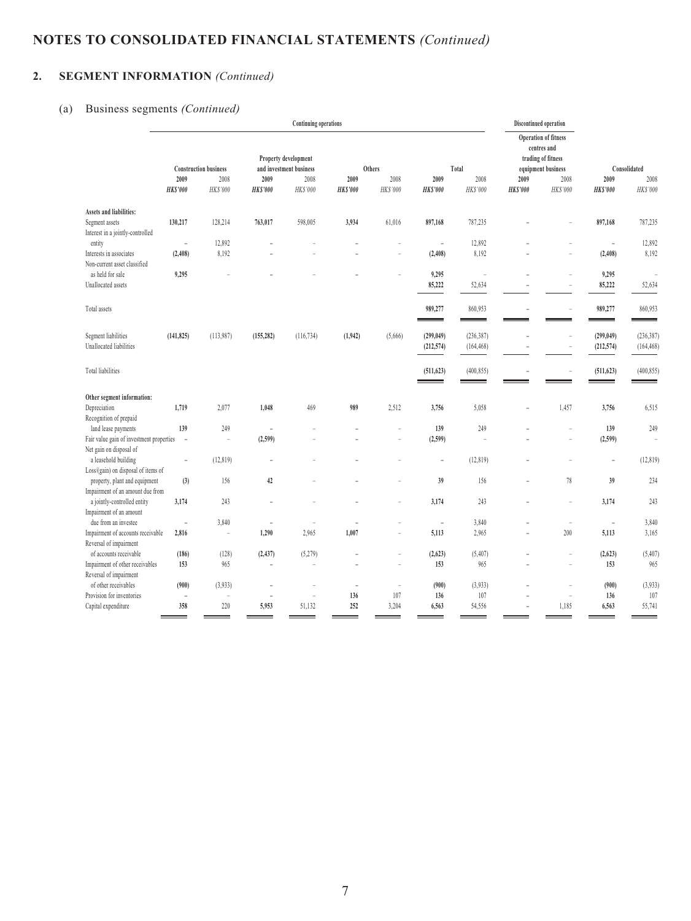# NOTES TO CONSOLIDATED FINANCIAL STATEMENTS *(Continued)*

## 2. SEGMENT INFORMATION *(Continued)*

### (a) Business segments *(Continued)*

| | Continuing operations | | | | | | | | Discontinued operation | | | |
|---|---|---|---|---|---|---|---|---|---|---|---|---|
| | Construction business | | Property development and investment business | | Others | | Total | | Operation of fitness centres and trading of fitness equipment business | | Consolidated | |
| | **2009** | 2008 | **2009** | 2008 | **2009** | 2008 | **2009** | 2008 | **2009** | 2008 | **2009** | 2008 |
| | ***HK$'000*** | *HK$'000* | ***HK$'000*** | *HK$'000* | ***HK$'000*** | *HK$'000* | ***HK$'000*** | *HK$'000* | ***HK$'000*** | *HK$'000* | ***HK$'000*** | *HK$'000* |
| **Assets and liabilities:** | | | | | | | | | | | | |
| Segment assets | **130,217** | 128,214 | **763,017** | 598,005 | **3,934** | 61,016 | **897,168** | 787,235 | **–** | – | **897,168** | 787,235 |
| Interest in a jointly-controlled entity | **–** | 12,892 | **–** | – | **–** | – | **–** | 12,892 | **–** | – | **–** | 12,892 |
| Interests in associates | **(2,408)** | 8,192 | **–** | – | **–** | – | **(2,408)** | 8,192 | **–** | – | **(2,408)** | 8,192 |
| Non-current asset classified as held for sale | **9,295** | – | **–** | – | **–** | – | **9,295** | – | **–** | – | **9,295** | – |
| Unallocated assets | | | | | | | **85,222** | 52,634 | **–** | – | **85,222** | 52,634 |
| Total assets | | | | | | | **989,277** | 860,953 | **–** | – | **989,277** | 860,953 |
| Segment liabilities | **(141,825)** | (113,987) | **(155,282)** | (116,734) | **(1,942)** | (5,666) | **(299,049)** | (236,387) | **–** | – | **(299,049)** | (236,387) |
| Unallocated liabilities | | | | | | | **(212,574)** | (164,468) | **–** | – | **(212,574)** | (164,468) |
| Total liabilities | | | | | | | **(511,623)** | (400,855) | **–** | – | **(511,623)** | (400,855) |
| **Other segment information:** | | | | | | | | | | | | |
| Depreciation | **1,719** | 2,077 | **1,048** | 469 | **989** | 2,512 | **3,756** | 5,058 | **–** | 1,457 | **3,756** | 6,515 |
| Recognition of prepaid land lease payments | **139** | 249 | **–** | – | **–** | – | **139** | 249 | **–** | – | **139** | 249 |
| Fair value gain of investment properties | **–** | – | **(2,599)** | – | **–** | – | **(2,599)** | – | **–** | – | **(2,599)** | – |
| Net gain on disposal of a leasehold building | **–** | (12,819) | **–** | – | **–** | – | **–** | (12,819) | **–** | – | **–** | (12,819) |
| Loss/(gain) on disposal of items of property, plant and equipment | **(3)** | 156 | **42** | – | **–** | – | **39** | 156 | **–** | 78 | **39** | 234 |
| Impairment of an amount due from a jointly-controlled entity | **3,174** | 243 | **–** | – | **–** | – | **3,174** | 243 | **–** | – | **3,174** | 243 |
| Impairment of an amount due from an investee | **–** | 3,840 | **–** | – | **–** | – | **–** | 3,840 | **–** | – | **–** | 3,840 |
| Impairment of accounts receivable | **2,816** | – | **1,290** | 2,965 | **1,007** | – | **5,113** | 2,965 | **–** | 200 | **5,113** | 3,165 |
| Reversal of impairment of accounts receivable | **(186)** | (128) | **(2,437)** | (5,279) | **–** | – | **(2,623)** | (5,407) | **–** | – | **(2,623)** | (5,407) |
| Impairment of other receivables | **153** | 965 | **–** | – | **–** | – | **153** | 965 | **–** | – | **153** | 965 |
| Reversal of impairment of other receivables | **(900)** | (3,933) | **–** | – | **–** | – | **(900)** | (3,933) | **–** | – | **(900)** | (3,933) |
| Provision for inventories | **–** | – | **–** | – | **136** | 107 | **136** | 107 | **–** | – | **136** | 107 |
| Capital expenditure | **358** | 220 | **5,953** | 51,132 | **252** | 3,204 | **6,563** | 54,556 | **–** | 1,185 | **6,563** | 55,741 |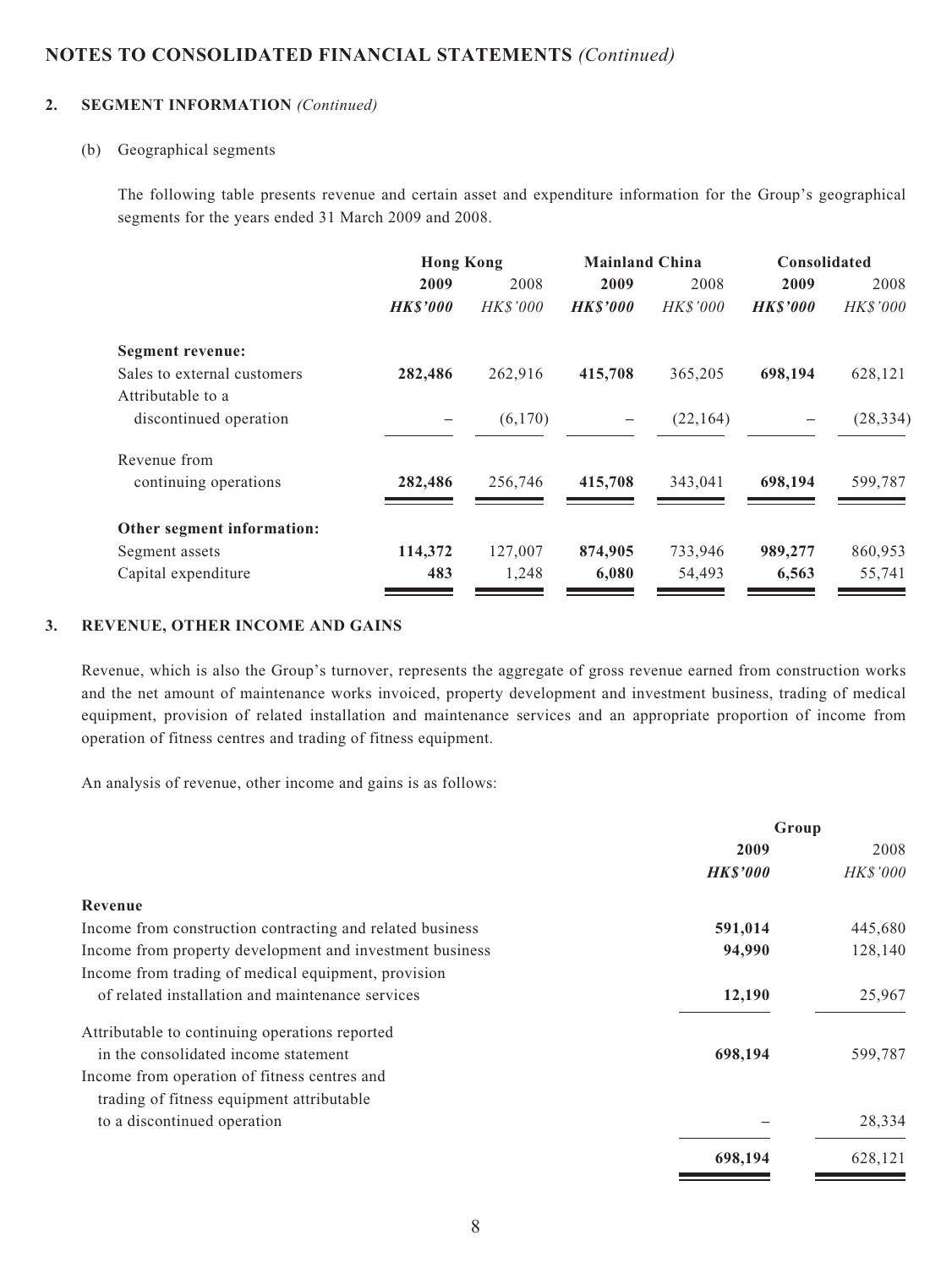## NOTES TO CONSOLIDATED FINANCIAL STATEMENTS *(Continued)*

### 2. SEGMENT INFORMATION *(Continued)*

(b) Geographical segments

The following table presents revenue and certain asset and expenditure information for the Group's geographical segments for the years ended 31 March 2009 and 2008.

| | Hong Kong | | Mainland China | | Consolidated | |
|---|---|---|---|---|---|---|
| | **2009** | 2008 | **2009** | 2008 | **2009** | 2008 |
| | ***HK$'000*** | *HK$'000* | ***HK$'000*** | *HK$'000* | ***HK$'000*** | *HK$'000* |
| **Segment revenue:** | | | | | | |
| Sales to external customers | **282,486** | 262,916 | **415,708** | 365,205 | **698,194** | 628,121 |
| Attributable to a discontinued operation | **–** | (6,170) | **–** | (22,164) | **–** | (28,334) |
| Revenue from continuing operations | **282,486** | 256,746 | **415,708** | 343,041 | **698,194** | 599,787 |
| **Other segment information:** | | | | | | |
| Segment assets | **114,372** | 127,007 | **874,905** | 733,946 | **989,277** | 860,953 |
| Capital expenditure | **483** | 1,248 | **6,080** | 54,493 | **6,563** | 55,741 |

### 3. REVENUE, OTHER INCOME AND GAINS

Revenue, which is also the Group's turnover, represents the aggregate of gross revenue earned from construction works and the net amount of maintenance works invoiced, property development and investment business, trading of medical equipment, provision of related installation and maintenance services and an appropriate proportion of income from operation of fitness centres and trading of fitness equipment.

An analysis of revenue, other income and gains is as follows:

| | Group | |
|---|---|---|
| | **2009** | 2008 |
| | ***HK$'000*** | *HK$'000* |
| **Revenue** | | |
| Income from construction contracting and related business | **591,014** | 445,680 |
| Income from property development and investment business | **94,990** | 128,140 |
| Income from trading of medical equipment, provision of related installation and maintenance services | **12,190** | 25,967 |
| Attributable to continuing operations reported in the consolidated income statement | **698,194** | 599,787 |
| Income from operation of fitness centres and trading of fitness equipment attributable to a discontinued operation | **–** | 28,334 |
| | **698,194** | 628,121 |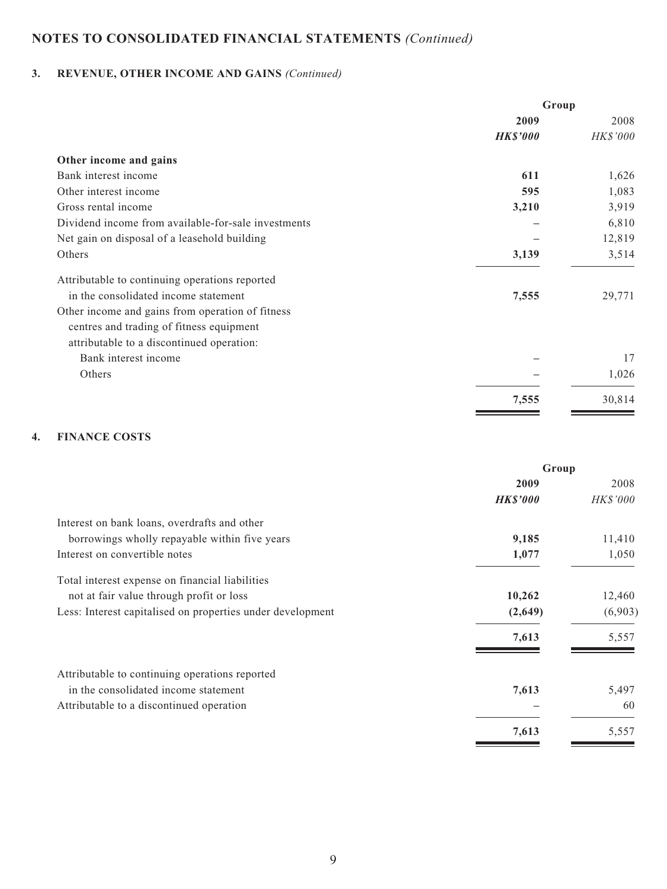# NOTES TO CONSOLIDATED FINANCIAL STATEMENTS *(Continued)*

## 3. REVENUE, OTHER INCOME AND GAINS *(Continued)*

| | Group | |
|---|---|---|
| | **2009** | 2008 |
| | ***HK$'000*** | *HK$'000* |
| **Other income and gains** | | |
| Bank interest income | **611** | 1,626 |
| Other interest income | **595** | 1,083 |
| Gross rental income | **3,210** | 3,919 |
| Dividend income from available-for-sale investments | – | 6,810 |
| Net gain on disposal of a leasehold building | – | 12,819 |
| Others | **3,139** | 3,514 |
| Attributable to continuing operations reported in the consolidated income statement | **7,555** | 29,771 |
| Other income and gains from operation of fitness centres and trading of fitness equipment attributable to a discontinued operation: | | |
| Bank interest income | – | 17 |
| Others | – | 1,026 |
| | **7,555** | 30,814 |

## 4. FINANCE COSTS

| | Group | |
|---|---|---|
| | **2009** | 2008 |
| | ***HK$'000*** | *HK$'000* |
| Interest on bank loans, overdrafts and other borrowings wholly repayable within five years | **9,185** | 11,410 |
| Interest on convertible notes | **1,077** | 1,050 |
| Total interest expense on financial liabilities not at fair value through profit or loss | **10,262** | 12,460 |
| Less: Interest capitalised on properties under development | **(2,649)** | (6,903) |
| | **7,613** | 5,557 |
| Attributable to continuing operations reported in the consolidated income statement | **7,613** | 5,497 |
| Attributable to a discontinued operation | – | 60 |
| | **7,613** | 5,557 |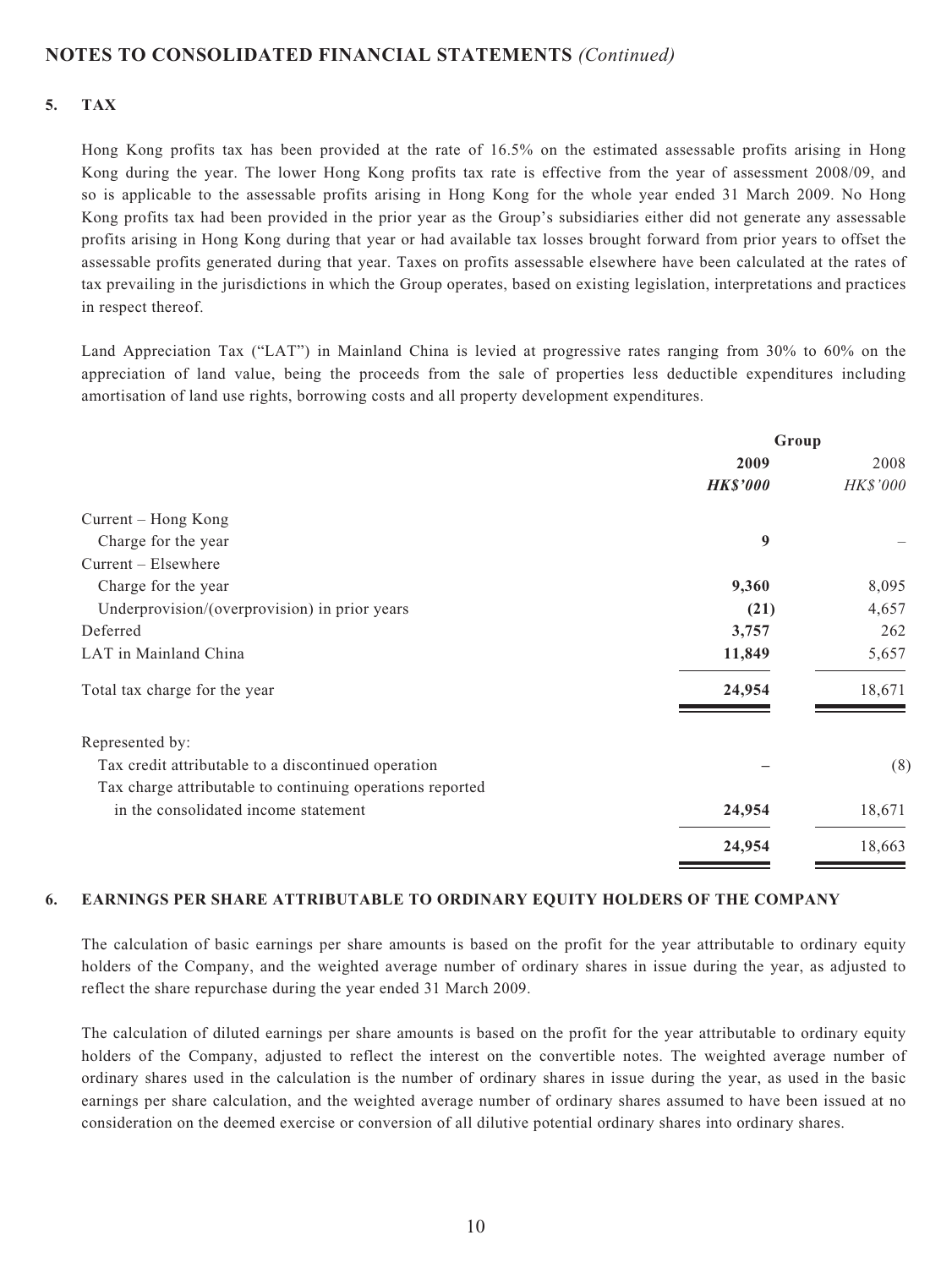## NOTES TO CONSOLIDATED FINANCIAL STATEMENTS *(Continued)*

### 5. TAX

Hong Kong profits tax has been provided at the rate of 16.5% on the estimated assessable profits arising in Hong Kong during the year. The lower Hong Kong profits tax rate is effective from the year of assessment 2008/09, and so is applicable to the assessable profits arising in Hong Kong for the whole year ended 31 March 2009. No Hong Kong profits tax had been provided in the prior year as the Group's subsidiaries either did not generate any assessable profits arising in Hong Kong during that year or had available tax losses brought forward from prior years to offset the assessable profits generated during that year. Taxes on profits assessable elsewhere have been calculated at the rates of tax prevailing in the jurisdictions in which the Group operates, based on existing legislation, interpretations and practices in respect thereof.

Land Appreciation Tax ("LAT") in Mainland China is levied at progressive rates ranging from 30% to 60% on the appreciation of land value, being the proceeds from the sale of properties less deductible expenditures including amortisation of land use rights, borrowing costs and all property development expenditures.

| | Group | |
|---|---|---|
| | **2009** | 2008 |
| | ***HK$'000*** | *HK$'000* |
| Current – Hong Kong | | |
| Charge for the year | **9** | – |
| Current – Elsewhere | | |
| Charge for the year | **9,360** | 8,095 |
| Underprovision/(overprovision) in prior years | **(21)** | 4,657 |
| Deferred | **3,757** | 262 |
| LAT in Mainland China | **11,849** | 5,657 |
| Total tax charge for the year | **24,954** | 18,671 |
| Represented by: | | |
| Tax credit attributable to a discontinued operation | **–** | (8) |
| Tax charge attributable to continuing operations reported in the consolidated income statement | **24,954** | 18,671 |
| | **24,954** | 18,663 |

### 6. EARNINGS PER SHARE ATTRIBUTABLE TO ORDINARY EQUITY HOLDERS OF THE COMPANY

The calculation of basic earnings per share amounts is based on the profit for the year attributable to ordinary equity holders of the Company, and the weighted average number of ordinary shares in issue during the year, as adjusted to reflect the share repurchase during the year ended 31 March 2009.

The calculation of diluted earnings per share amounts is based on the profit for the year attributable to ordinary equity holders of the Company, adjusted to reflect the interest on the convertible notes. The weighted average number of ordinary shares used in the calculation is the number of ordinary shares in issue during the year, as used in the basic earnings per share calculation, and the weighted average number of ordinary shares assumed to have been issued at no consideration on the deemed exercise or conversion of all dilutive potential ordinary shares into ordinary shares.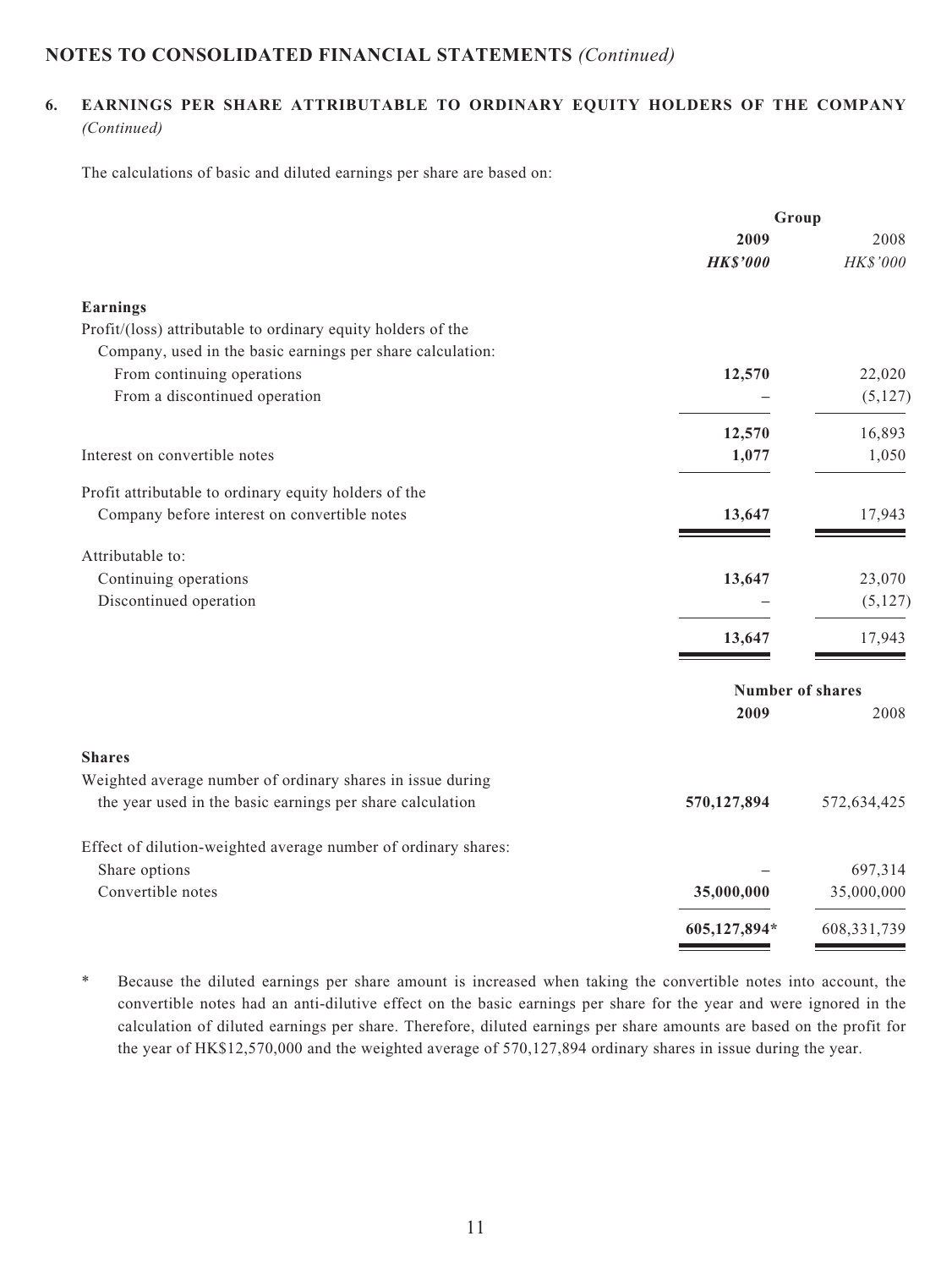## NOTES TO CONSOLIDATED FINANCIAL STATEMENTS *(Continued)*

### 6. EARNINGS PER SHARE ATTRIBUTABLE TO ORDINARY EQUITY HOLDERS OF THE COMPANY *(Continued)*

The calculations of basic and diluted earnings per share are based on:

| | Group | |
|---|---|---|
| | **2009** | 2008 |
| | ***HK$'000*** | *HK$'000* |
| **Earnings** | | |
| Profit/(loss) attributable to ordinary equity holders of the Company, used in the basic earnings per share calculation: | | |
| From continuing operations | **12,570** | 22,020 |
| From a discontinued operation | – | (5,127) |
| | **12,570** | 16,893 |
| Interest on convertible notes | **1,077** | 1,050 |
| Profit attributable to ordinary equity holders of the Company before interest on convertible notes | **13,647** | 17,943 |
| Attributable to: | | |
| Continuing operations | **13,647** | 23,070 |
| Discontinued operation | – | (5,127) |
| | **13,647** | 17,943 |

| | Number of shares | |
|---|---|---|
| | **2009** | 2008 |
| **Shares** | | |
| Weighted average number of ordinary shares in issue during the year used in the basic earnings per share calculation | **570,127,894** | 572,634,425 |
| Effect of dilution-weighted average number of ordinary shares: | | |
| Share options | – | 697,314 |
| Convertible notes | **35,000,000** | 35,000,000 |
| | **605,127,894*** | 608,331,739 |

\* Because the diluted earnings per share amount is increased when taking the convertible notes into account, the convertible notes had an anti-dilutive effect on the basic earnings per share for the year and were ignored in the calculation of diluted earnings per share. Therefore, diluted earnings per share amounts are based on the profit for the year of HK$12,570,000 and the weighted average of 570,127,894 ordinary shares in issue during the year.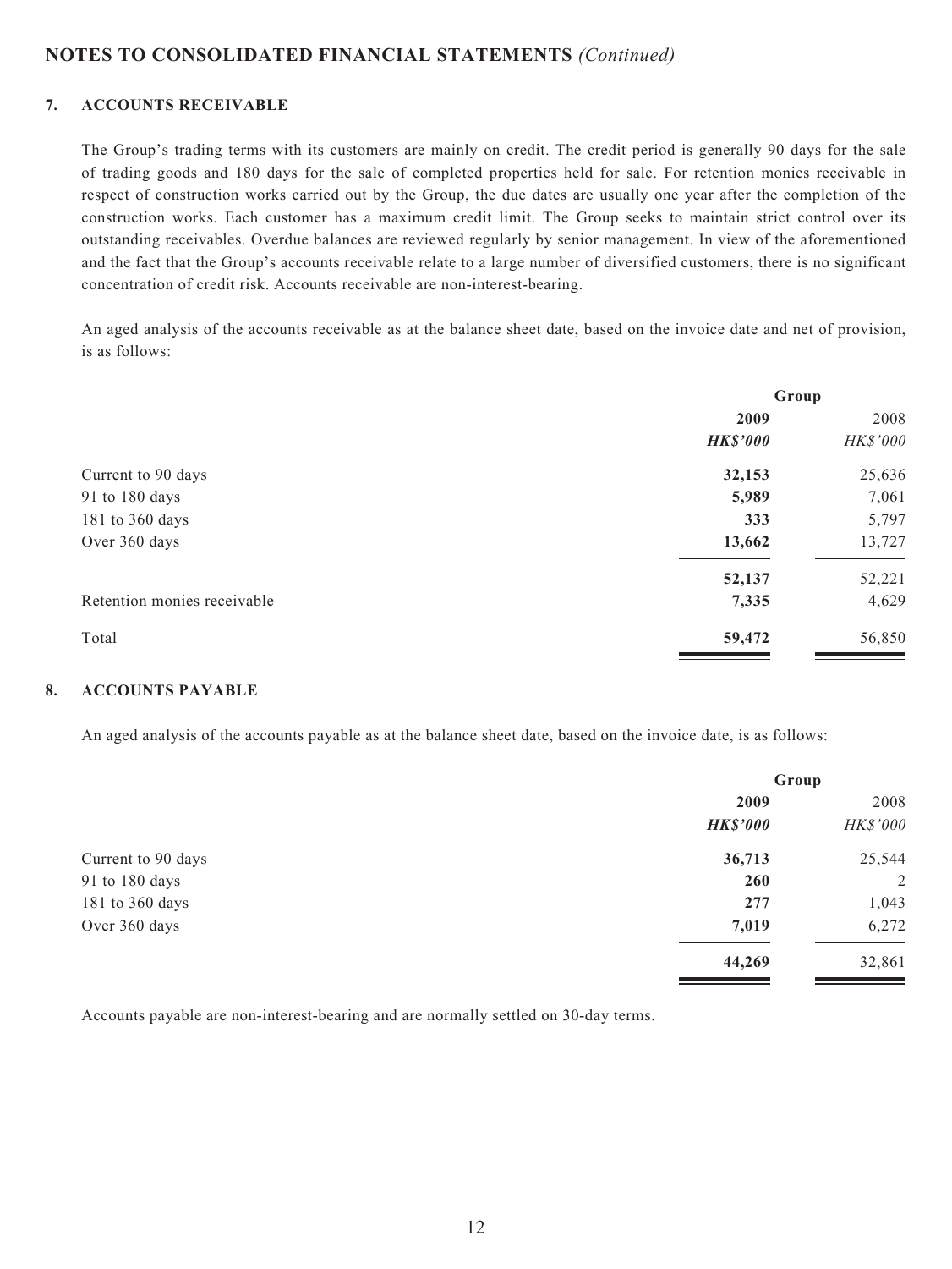## NOTES TO CONSOLIDATED FINANCIAL STATEMENTS *(Continued)*

### 7. ACCOUNTS RECEIVABLE

The Group's trading terms with its customers are mainly on credit. The credit period is generally 90 days for the sale of trading goods and 180 days for the sale of completed properties held for sale. For retention monies receivable in respect of construction works carried out by the Group, the due dates are usually one year after the completion of the construction works. Each customer has a maximum credit limit. The Group seeks to maintain strict control over its outstanding receivables. Overdue balances are reviewed regularly by senior management. In view of the aforementioned and the fact that the Group's accounts receivable relate to a large number of diversified customers, there is no significant concentration of credit risk. Accounts receivable are non-interest-bearing.

An aged analysis of the accounts receivable as at the balance sheet date, based on the invoice date and net of provision, is as follows:

| | Group | |
|---|---|---|
| | **2009** | 2008 |
| | ***HK$'000*** | *HK$'000* |
| Current to 90 days | **32,153** | 25,636 |
| 91 to 180 days | **5,989** | 7,061 |
| 181 to 360 days | **333** | 5,797 |
| Over 360 days | **13,662** | 13,727 |
| | **52,137** | 52,221 |
| Retention monies receivable | **7,335** | 4,629 |
| Total | **59,472** | 56,850 |

### 8. ACCOUNTS PAYABLE

An aged analysis of the accounts payable as at the balance sheet date, based on the invoice date, is as follows:

| | Group | |
|---|---|---|
| | **2009** | 2008 |
| | ***HK$'000*** | *HK$'000* |
| Current to 90 days | **36,713** | 25,544 |
| 91 to 180 days | **260** | 2 |
| 181 to 360 days | **277** | 1,043 |
| Over 360 days | **7,019** | 6,272 |
| | **44,269** | 32,861 |

Accounts payable are non-interest-bearing and are normally settled on 30-day terms.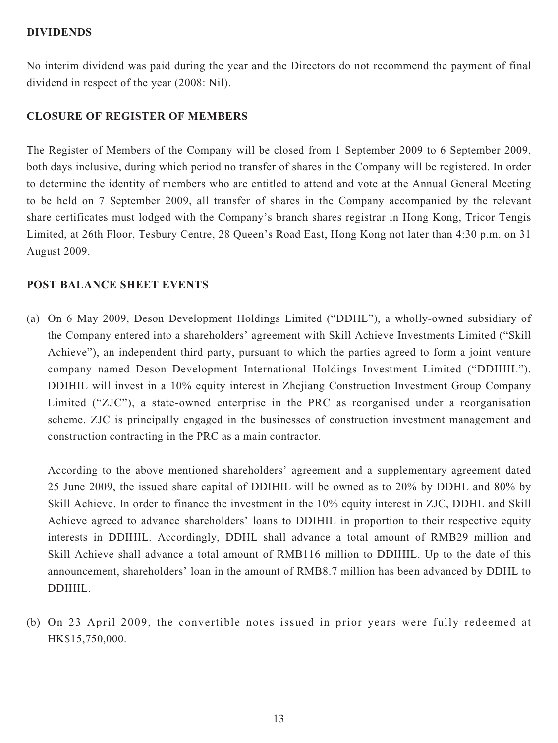## DIVIDENDS

No interim dividend was paid during the year and the Directors do not recommend the payment of final dividend in respect of the year (2008: Nil).

## CLOSURE OF REGISTER OF MEMBERS

The Register of Members of the Company will be closed from 1 September 2009 to 6 September 2009, both days inclusive, during which period no transfer of shares in the Company will be registered. In order to determine the identity of members who are entitled to attend and vote at the Annual General Meeting to be held on 7 September 2009, all transfer of shares in the Company accompanied by the relevant share certificates must lodged with the Company's branch shares registrar in Hong Kong, Tricor Tengis Limited, at 26th Floor, Tesbury Centre, 28 Queen's Road East, Hong Kong not later than 4:30 p.m. on 31 August 2009.

## POST BALANCE SHEET EVENTS

(a) On 6 May 2009, Deson Development Holdings Limited ("DDHL"), a wholly-owned subsidiary of the Company entered into a shareholders' agreement with Skill Achieve Investments Limited ("Skill Achieve"), an independent third party, pursuant to which the parties agreed to form a joint venture company named Deson Development International Holdings Investment Limited ("DDIHIL"). DDIHIL will invest in a 10% equity interest in Zhejiang Construction Investment Group Company Limited ("ZJC"), a state-owned enterprise in the PRC as reorganised under a reorganisation scheme. ZJC is principally engaged in the businesses of construction investment management and construction contracting in the PRC as a main contractor.

   According to the above mentioned shareholders' agreement and a supplementary agreement dated 25 June 2009, the issued share capital of DDIHIL will be owned as to 20% by DDHL and 80% by Skill Achieve. In order to finance the investment in the 10% equity interest in ZJC, DDHL and Skill Achieve agreed to advance shareholders' loans to DDIHIL in proportion to their respective equity interests in DDIHIL. Accordingly, DDHL shall advance a total amount of RMB29 million and Skill Achieve shall advance a total amount of RMB116 million to DDIHIL. Up to the date of this announcement, shareholders' loan in the amount of RMB8.7 million has been advanced by DDHL to DDIHIL.

(b) On 23 April 2009, the convertible notes issued in prior years were fully redeemed at HK$15,750,000.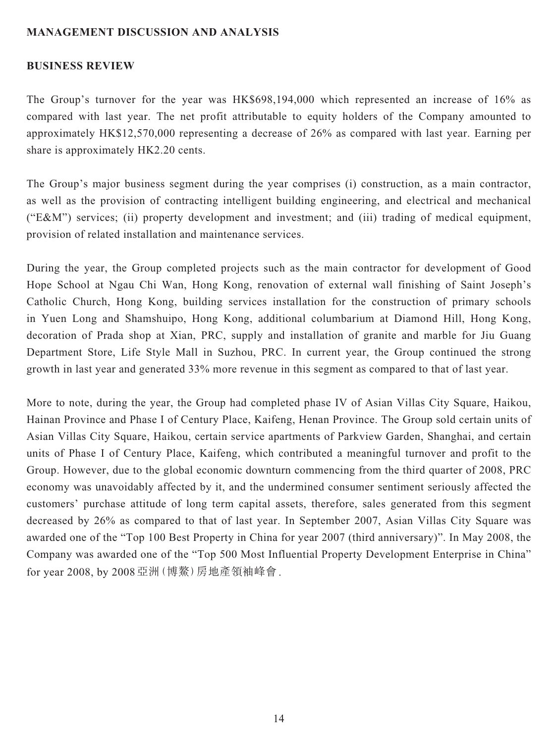**MANAGEMENT DISCUSSION AND ANALYSIS**

**BUSINESS REVIEW**

The Group's turnover for the year was HK$698,194,000 which represented an increase of 16% as compared with last year. The net profit attributable to equity holders of the Company amounted to approximately HK$12,570,000 representing a decrease of 26% as compared with last year. Earning per share is approximately HK2.20 cents.

The Group's major business segment during the year comprises (i) construction, as a main contractor, as well as the provision of contracting intelligent building engineering, and electrical and mechanical ("E&M") services; (ii) property development and investment; and (iii) trading of medical equipment, provision of related installation and maintenance services.

During the year, the Group completed projects such as the main contractor for development of Good Hope School at Ngau Chi Wan, Hong Kong, renovation of external wall finishing of Saint Joseph's Catholic Church, Hong Kong, building services installation for the construction of primary schools in Yuen Long and Shamshuipo, Hong Kong, additional columbarium at Diamond Hill, Hong Kong, decoration of Prada shop at Xian, PRC, supply and installation of granite and marble for Jiu Guang Department Store, Life Style Mall in Suzhou, PRC. In current year, the Group continued the strong growth in last year and generated 33% more revenue in this segment as compared to that of last year.

More to note, during the year, the Group had completed phase IV of Asian Villas City Square, Haikou, Hainan Province and Phase I of Century Place, Kaifeng, Henan Province. The Group sold certain units of Asian Villas City Square, Haikou, certain service apartments of Parkview Garden, Shanghai, and certain units of Phase I of Century Place, Kaifeng, which contributed a meaningful turnover and profit to the Group. However, due to the global economic downturn commencing from the third quarter of 2008, PRC economy was unavoidably affected by it, and the undermined consumer sentiment seriously affected the customers' purchase attitude of long term capital assets, therefore, sales generated from this segment decreased by 26% as compared to that of last year. In September 2007, Asian Villas City Square was awarded one of the "Top 100 Best Property in China for year 2007 (third anniversary)". In May 2008, the Company was awarded one of the "Top 500 Most Influential Property Development Enterprise in China" for year 2008, by 2008亞洲(博鰲)房地產領袖峰會.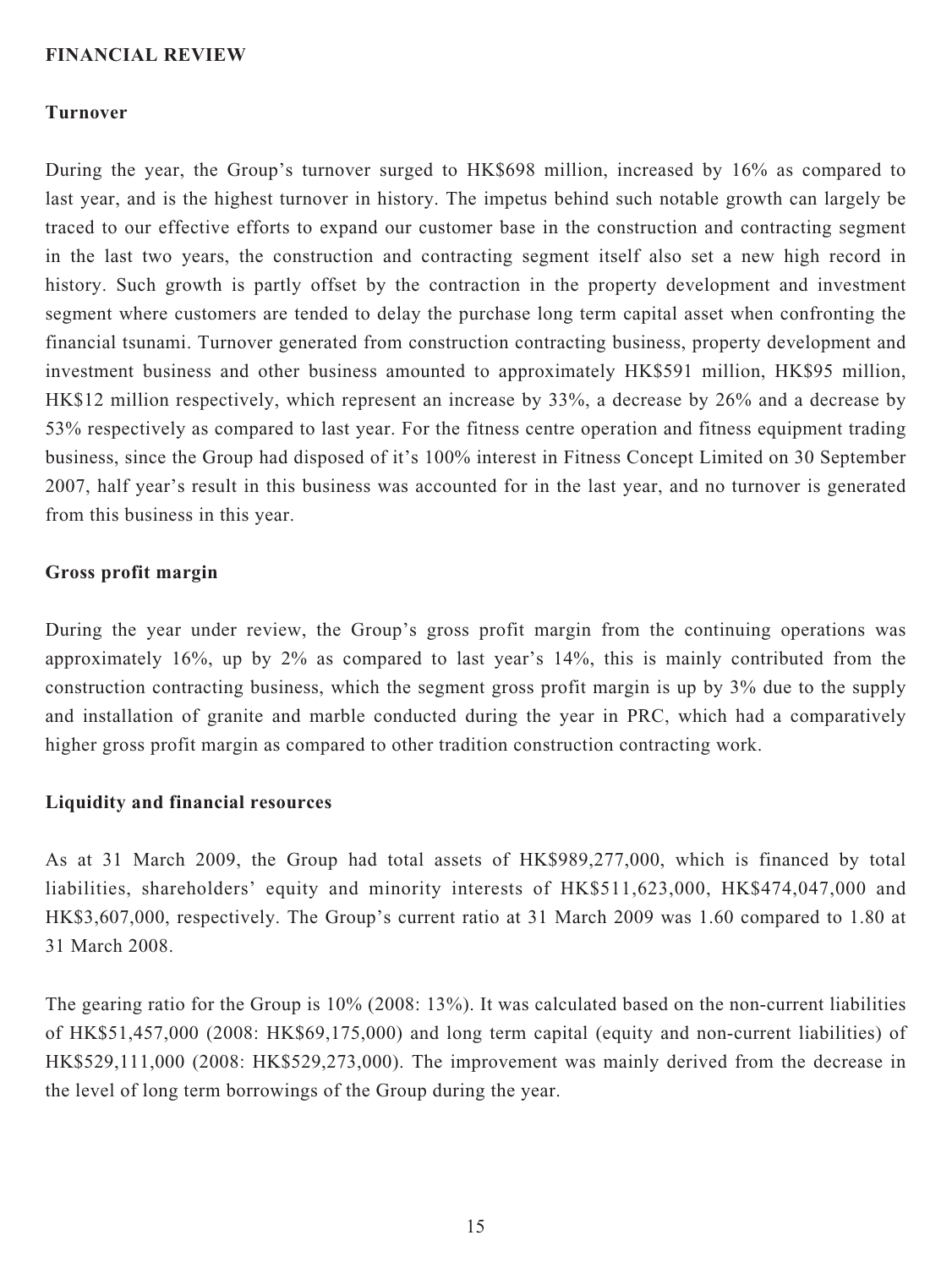## FINANCIAL REVIEW

### Turnover

During the year, the Group's turnover surged to HK$698 million, increased by 16% as compared to last year, and is the highest turnover in history. The impetus behind such notable growth can largely be traced to our effective efforts to expand our customer base in the construction and contracting segment in the last two years, the construction and contracting segment itself also set a new high record in history. Such growth is partly offset by the contraction in the property development and investment segment where customers are tended to delay the purchase long term capital asset when confronting the financial tsunami. Turnover generated from construction contracting business, property development and investment business and other business amounted to approximately HK$591 million, HK$95 million, HK$12 million respectively, which represent an increase by 33%, a decrease by 26% and a decrease by 53% respectively as compared to last year. For the fitness centre operation and fitness equipment trading business, since the Group had disposed of it's 100% interest in Fitness Concept Limited on 30 September 2007, half year's result in this business was accounted for in the last year, and no turnover is generated from this business in this year.

### Gross profit margin

During the year under review, the Group's gross profit margin from the continuing operations was approximately 16%, up by 2% as compared to last year's 14%, this is mainly contributed from the construction contracting business, which the segment gross profit margin is up by 3% due to the supply and installation of granite and marble conducted during the year in PRC, which had a comparatively higher gross profit margin as compared to other tradition construction contracting work.

### Liquidity and financial resources

As at 31 March 2009, the Group had total assets of HK$989,277,000, which is financed by total liabilities, shareholders' equity and minority interests of HK$511,623,000, HK$474,047,000 and HK$3,607,000, respectively. The Group's current ratio at 31 March 2009 was 1.60 compared to 1.80 at 31 March 2008.

The gearing ratio for the Group is 10% (2008: 13%). It was calculated based on the non-current liabilities of HK$51,457,000 (2008: HK$69,175,000) and long term capital (equity and non-current liabilities) of HK$529,111,000 (2008: HK$529,273,000). The improvement was mainly derived from the decrease in the level of long term borrowings of the Group during the year.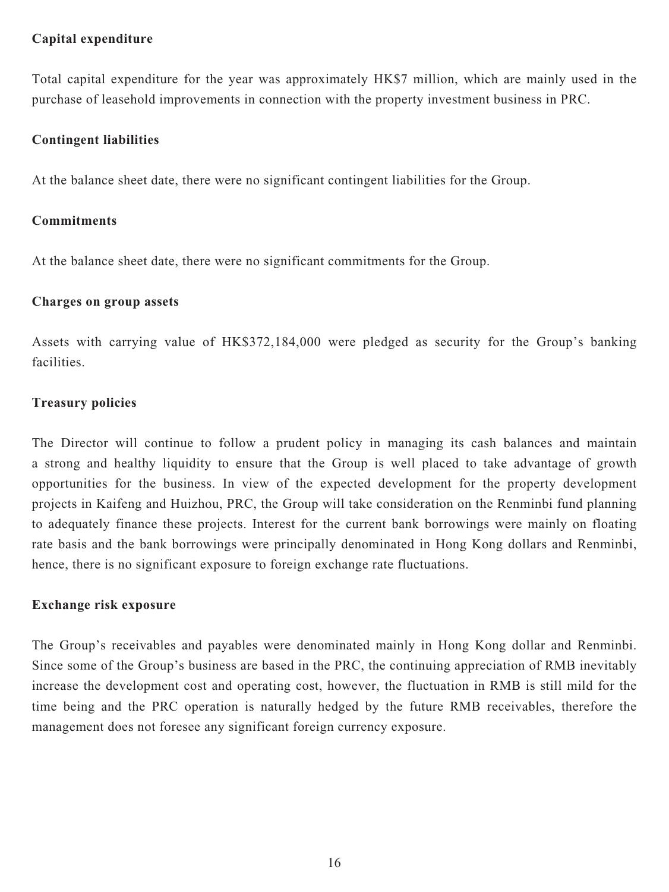**Capital expenditure**

Total capital expenditure for the year was approximately HK$7 million, which are mainly used in the purchase of leasehold improvements in connection with the property investment business in PRC.

**Contingent liabilities**

At the balance sheet date, there were no significant contingent liabilities for the Group.

**Commitments**

At the balance sheet date, there were no significant commitments for the Group.

**Charges on group assets**

Assets with carrying value of HK$372,184,000 were pledged as security for the Group's banking facilities.

**Treasury policies**

The Director will continue to follow a prudent policy in managing its cash balances and maintain a strong and healthy liquidity to ensure that the Group is well placed to take advantage of growth opportunities for the business. In view of the expected development for the property development projects in Kaifeng and Huizhou, PRC, the Group will take consideration on the Renminbi fund planning to adequately finance these projects. Interest for the current bank borrowings were mainly on floating rate basis and the bank borrowings were principally denominated in Hong Kong dollars and Renminbi, hence, there is no significant exposure to foreign exchange rate fluctuations.

**Exchange risk exposure**

The Group's receivables and payables were denominated mainly in Hong Kong dollar and Renminbi. Since some of the Group's business are based in the PRC, the continuing appreciation of RMB inevitably increase the development cost and operating cost, however, the fluctuation in RMB is still mild for the time being and the PRC operation is naturally hedged by the future RMB receivables, therefore the management does not foresee any significant foreign currency exposure.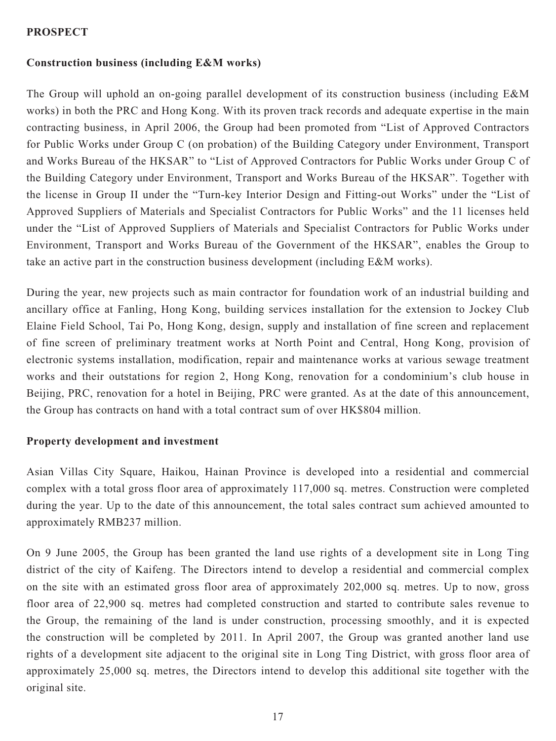## PROSPECT

### Construction business (including E&M works)

The Group will uphold an on-going parallel development of its construction business (including E&M works) in both the PRC and Hong Kong. With its proven track records and adequate expertise in the main contracting business, in April 2006, the Group had been promoted from "List of Approved Contractors for Public Works under Group C (on probation) of the Building Category under Environment, Transport and Works Bureau of the HKSAR" to "List of Approved Contractors for Public Works under Group C of the Building Category under Environment, Transport and Works Bureau of the HKSAR". Together with the license in Group II under the "Turn-key Interior Design and Fitting-out Works" under the "List of Approved Suppliers of Materials and Specialist Contractors for Public Works" and the 11 licenses held under the "List of Approved Suppliers of Materials and Specialist Contractors for Public Works under Environment, Transport and Works Bureau of the Government of the HKSAR", enables the Group to take an active part in the construction business development (including E&M works).

During the year, new projects such as main contractor for foundation work of an industrial building and ancillary office at Fanling, Hong Kong, building services installation for the extension to Jockey Club Elaine Field School, Tai Po, Hong Kong, design, supply and installation of fine screen and replacement of fine screen of preliminary treatment works at North Point and Central, Hong Kong, provision of electronic systems installation, modification, repair and maintenance works at various sewage treatment works and their outstations for region 2, Hong Kong, renovation for a condominium's club house in Beijing, PRC, renovation for a hotel in Beijing, PRC were granted. As at the date of this announcement, the Group has contracts on hand with a total contract sum of over HK$804 million.

### Property development and investment

Asian Villas City Square, Haikou, Hainan Province is developed into a residential and commercial complex with a total gross floor area of approximately 117,000 sq. metres. Construction were completed during the year. Up to the date of this announcement, the total sales contract sum achieved amounted to approximately RMB237 million.

On 9 June 2005, the Group has been granted the land use rights of a development site in Long Ting district of the city of Kaifeng. The Directors intend to develop a residential and commercial complex on the site with an estimated gross floor area of approximately 202,000 sq. metres. Up to now, gross floor area of 22,900 sq. metres had completed construction and started to contribute sales revenue to the Group, the remaining of the land is under construction, processing smoothly, and it is expected the construction will be completed by 2011. In April 2007, the Group was granted another land use rights of a development site adjacent to the original site in Long Ting District, with gross floor area of approximately 25,000 sq. metres, the Directors intend to develop this additional site together with the original site.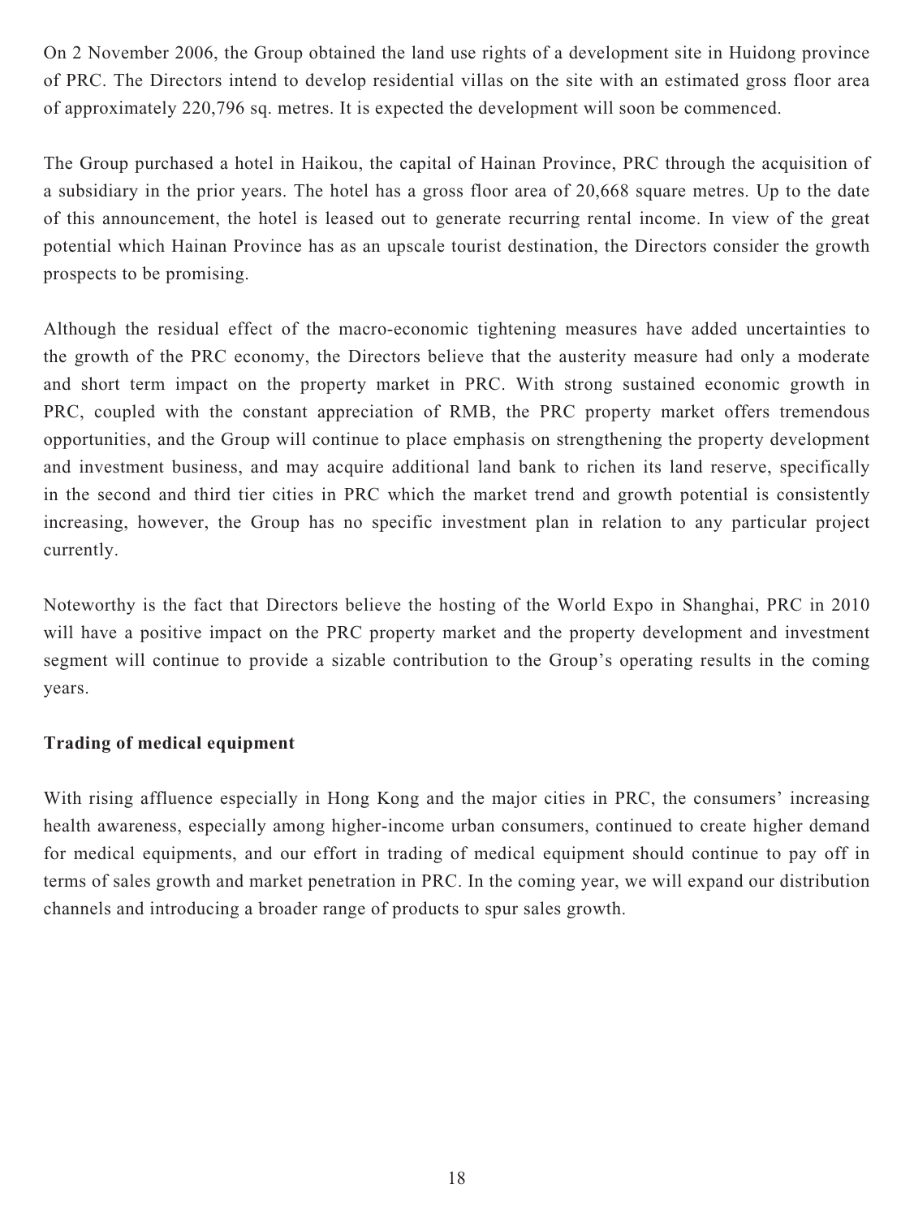On 2 November 2006, the Group obtained the land use rights of a development site in Huidong province of PRC. The Directors intend to develop residential villas on the site with an estimated gross floor area of approximately 220,796 sq. metres. It is expected the development will soon be commenced.

The Group purchased a hotel in Haikou, the capital of Hainan Province, PRC through the acquisition of a subsidiary in the prior years. The hotel has a gross floor area of 20,668 square metres. Up to the date of this announcement, the hotel is leased out to generate recurring rental income. In view of the great potential which Hainan Province has as an upscale tourist destination, the Directors consider the growth prospects to be promising.

Although the residual effect of the macro-economic tightening measures have added uncertainties to the growth of the PRC economy, the Directors believe that the austerity measure had only a moderate and short term impact on the property market in PRC. With strong sustained economic growth in PRC, coupled with the constant appreciation of RMB, the PRC property market offers tremendous opportunities, and the Group will continue to place emphasis on strengthening the property development and investment business, and may acquire additional land bank to richen its land reserve, specifically in the second and third tier cities in PRC which the market trend and growth potential is consistently increasing, however, the Group has no specific investment plan in relation to any particular project currently.

Noteworthy is the fact that Directors believe the hosting of the World Expo in Shanghai, PRC in 2010 will have a positive impact on the PRC property market and the property development and investment segment will continue to provide a sizable contribution to the Group's operating results in the coming years.

**Trading of medical equipment**

With rising affluence especially in Hong Kong and the major cities in PRC, the consumers' increasing health awareness, especially among higher-income urban consumers, continued to create higher demand for medical equipments, and our effort in trading of medical equipment should continue to pay off in terms of sales growth and market penetration in PRC. In the coming year, we will expand our distribution channels and introducing a broader range of products to spur sales growth.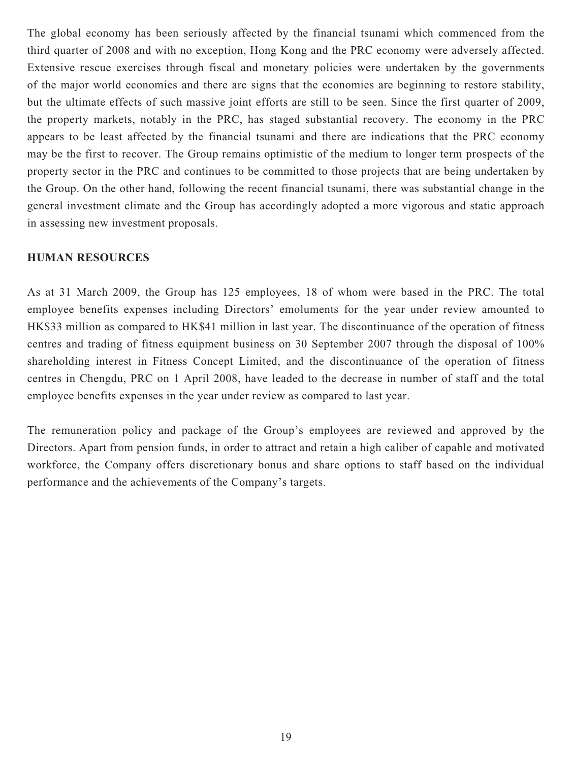The global economy has been seriously affected by the financial tsunami which commenced from the third quarter of 2008 and with no exception, Hong Kong and the PRC economy were adversely affected. Extensive rescue exercises through fiscal and monetary policies were undertaken by the governments of the major world economies and there are signs that the economies are beginning to restore stability, but the ultimate effects of such massive joint efforts are still to be seen. Since the first quarter of 2009, the property markets, notably in the PRC, has staged substantial recovery. The economy in the PRC appears to be least affected by the financial tsunami and there are indications that the PRC economy may be the first to recover. The Group remains optimistic of the medium to longer term prospects of the property sector in the PRC and continues to be committed to those projects that are being undertaken by the Group. On the other hand, following the recent financial tsunami, there was substantial change in the general investment climate and the Group has accordingly adopted a more vigorous and static approach in assessing new investment proposals.

## HUMAN RESOURCES

As at 31 March 2009, the Group has 125 employees, 18 of whom were based in the PRC. The total employee benefits expenses including Directors' emoluments for the year under review amounted to HK$33 million as compared to HK$41 million in last year. The discontinuance of the operation of fitness centres and trading of fitness equipment business on 30 September 2007 through the disposal of 100% shareholding interest in Fitness Concept Limited, and the discontinuance of the operation of fitness centres in Chengdu, PRC on 1 April 2008, have leaded to the decrease in number of staff and the total employee benefits expenses in the year under review as compared to last year.

The remuneration policy and package of the Group's employees are reviewed and approved by the Directors. Apart from pension funds, in order to attract and retain a high caliber of capable and motivated workforce, the Company offers discretionary bonus and share options to staff based on the individual performance and the achievements of the Company's targets.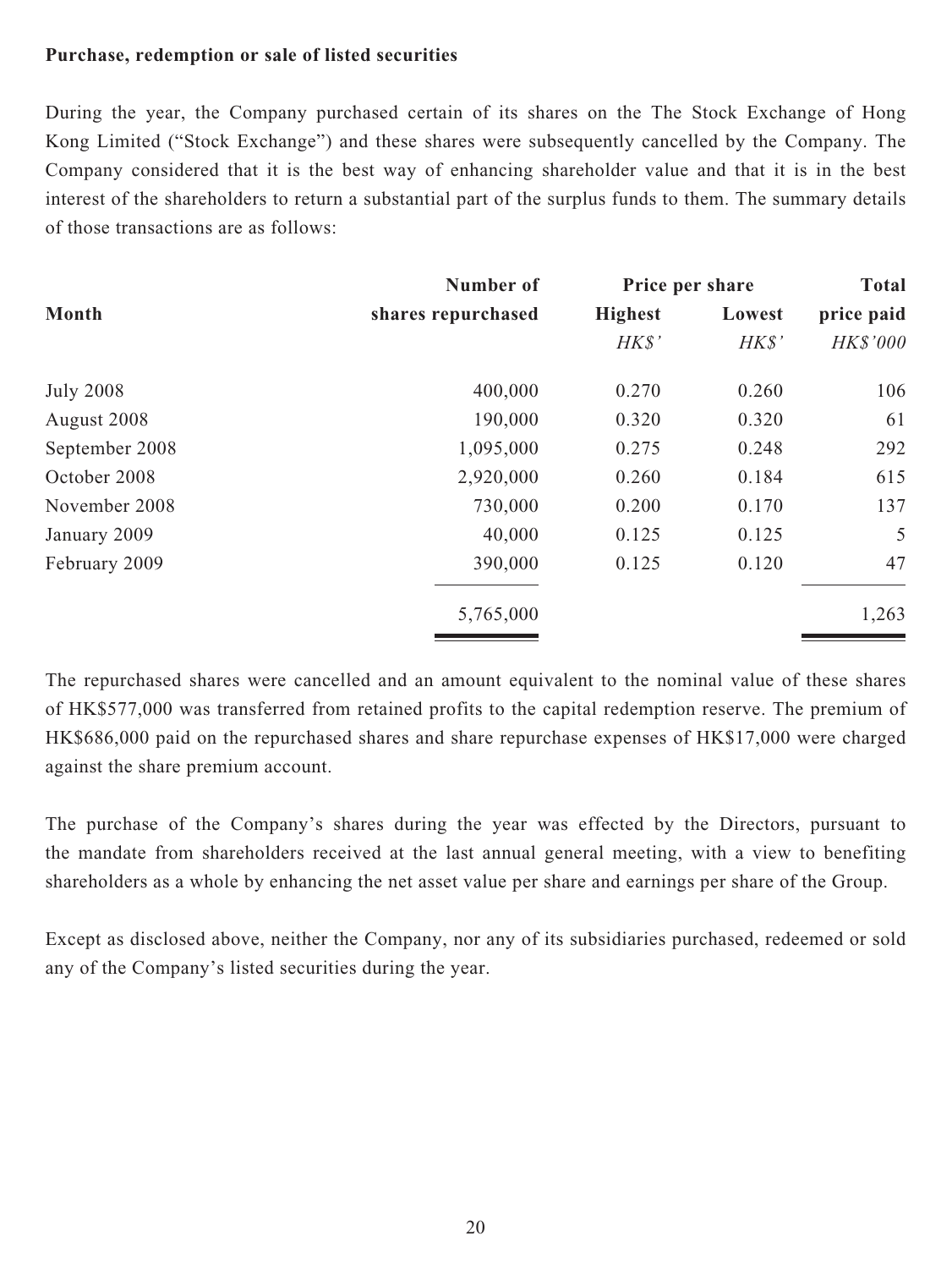**Purchase, redemption or sale of listed securities**

During the year, the Company purchased certain of its shares on the The Stock Exchange of Hong Kong Limited ("Stock Exchange") and these shares were subsequently cancelled by the Company. The Company considered that it is the best way of enhancing shareholder value and that it is in the best interest of the shareholders to return a substantial part of the surplus funds to them. The summary details of those transactions are as follows:

| Month | Number of shares repurchased | Price per share Highest | Price per share Lowest | Total price paid |
|---|---|---|---|---|
| | | *HK$'* | *HK$'* | *HK$'000* |
| July 2008 | 400,000 | 0.270 | 0.260 | 106 |
| August 2008 | 190,000 | 0.320 | 0.320 | 61 |
| September 2008 | 1,095,000 | 0.275 | 0.248 | 292 |
| October 2008 | 2,920,000 | 0.260 | 0.184 | 615 |
| November 2008 | 730,000 | 0.200 | 0.170 | 137 |
| January 2009 | 40,000 | 0.125 | 0.125 | 5 |
| February 2009 | 390,000 | 0.125 | 0.120 | 47 |
| | 5,765,000 | | | 1,263 |

The repurchased shares were cancelled and an amount equivalent to the nominal value of these shares of HK$577,000 was transferred from retained profits to the capital redemption reserve. The premium of HK$686,000 paid on the repurchased shares and share repurchase expenses of HK$17,000 were charged against the share premium account.

The purchase of the Company's shares during the year was effected by the Directors, pursuant to the mandate from shareholders received at the last annual general meeting, with a view to benefiting shareholders as a whole by enhancing the net asset value per share and earnings per share of the Group.

Except as disclosed above, neither the Company, nor any of its subsidiaries purchased, redeemed or sold any of the Company's listed securities during the year.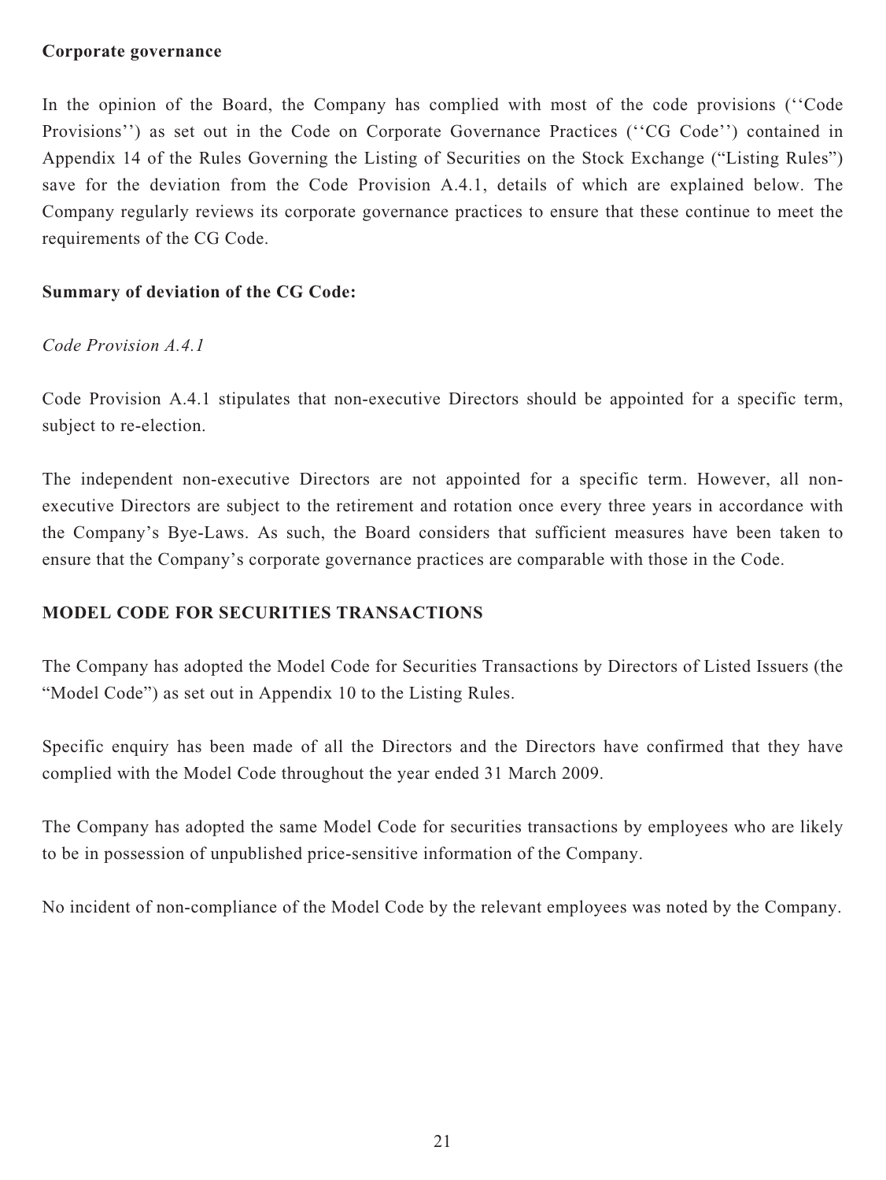**Corporate governance**

In the opinion of the Board, the Company has complied with most of the code provisions (''Code Provisions'') as set out in the Code on Corporate Governance Practices (''CG Code'') contained in Appendix 14 of the Rules Governing the Listing of Securities on the Stock Exchange ("Listing Rules") save for the deviation from the Code Provision A.4.1, details of which are explained below. The Company regularly reviews its corporate governance practices to ensure that these continue to meet the requirements of the CG Code.

**Summary of deviation of the CG Code:**

*Code Provision A.4.1*

Code Provision A.4.1 stipulates that non-executive Directors should be appointed for a specific term, subject to re-election.

The independent non-executive Directors are not appointed for a specific term. However, all non-executive Directors are subject to the retirement and rotation once every three years in accordance with the Company's Bye-Laws. As such, the Board considers that sufficient measures have been taken to ensure that the Company's corporate governance practices are comparable with those in the Code.

**MODEL CODE FOR SECURITIES TRANSACTIONS**

The Company has adopted the Model Code for Securities Transactions by Directors of Listed Issuers (the "Model Code") as set out in Appendix 10 to the Listing Rules.

Specific enquiry has been made of all the Directors and the Directors have confirmed that they have complied with the Model Code throughout the year ended 31 March 2009.

The Company has adopted the same Model Code for securities transactions by employees who are likely to be in possession of unpublished price-sensitive information of the Company.

No incident of non-compliance of the Model Code by the relevant employees was noted by the Company.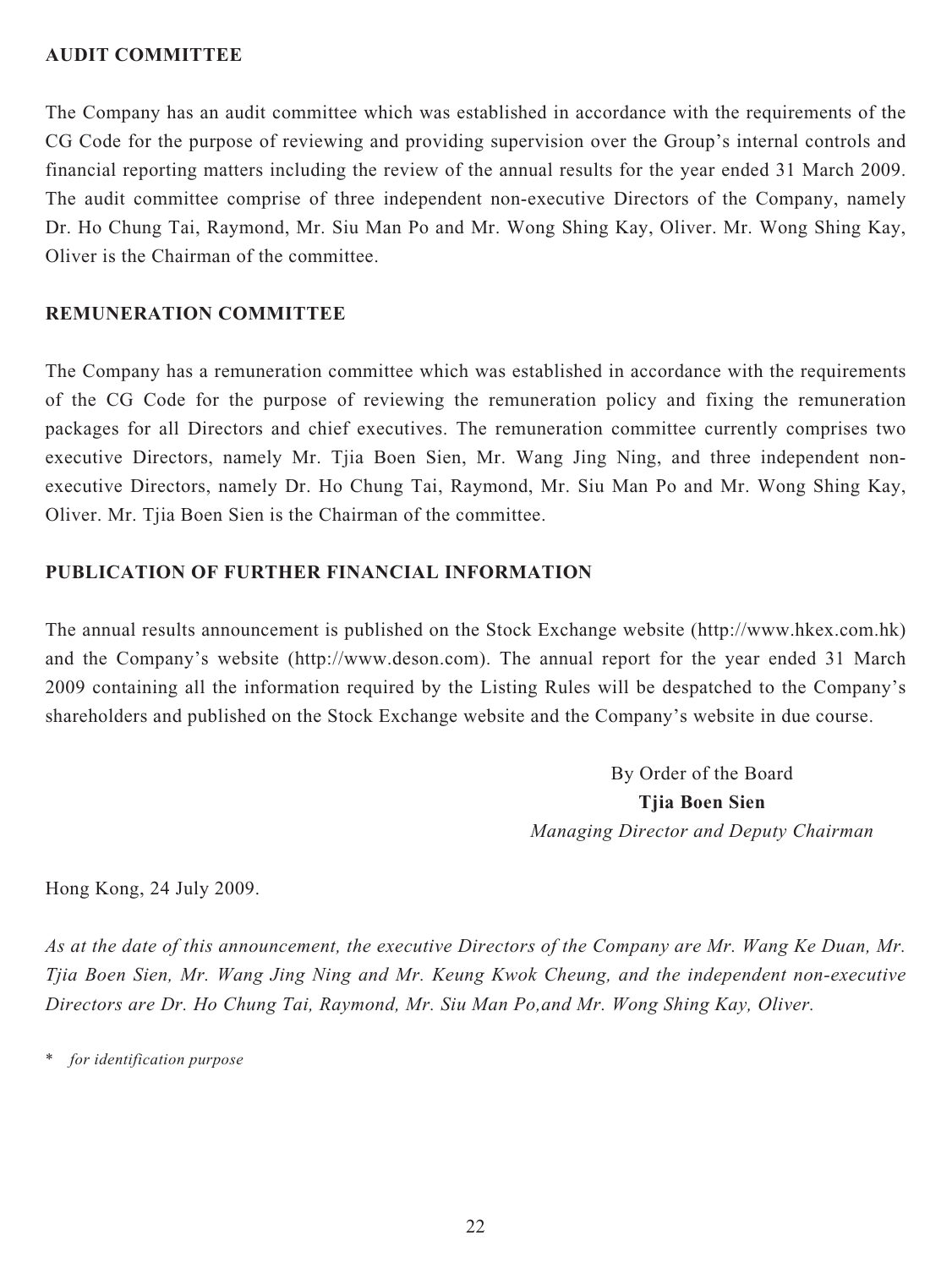## AUDIT COMMITTEE

The Company has an audit committee which was established in accordance with the requirements of the CG Code for the purpose of reviewing and providing supervision over the Group's internal controls and financial reporting matters including the review of the annual results for the year ended 31 March 2009. The audit committee comprise of three independent non-executive Directors of the Company, namely Dr. Ho Chung Tai, Raymond, Mr. Siu Man Po and Mr. Wong Shing Kay, Oliver. Mr. Wong Shing Kay, Oliver is the Chairman of the committee.

## REMUNERATION COMMITTEE

The Company has a remuneration committee which was established in accordance with the requirements of the CG Code for the purpose of reviewing the remuneration policy and fixing the remuneration packages for all Directors and chief executives. The remuneration committee currently comprises two executive Directors, namely Mr. Tjia Boen Sien, Mr. Wang Jing Ning, and three independent non-executive Directors, namely Dr. Ho Chung Tai, Raymond, Mr. Siu Man Po and Mr. Wong Shing Kay, Oliver. Mr. Tjia Boen Sien is the Chairman of the committee.

## PUBLICATION OF FURTHER FINANCIAL INFORMATION

The annual results announcement is published on the Stock Exchange website (http://www.hkex.com.hk) and the Company's website (http://www.deson.com). The annual report for the year ended 31 March 2009 containing all the information required by the Listing Rules will be despatched to the Company's shareholders and published on the Stock Exchange website and the Company's website in due course.

By Order of the Board
**Tjia Boen Sien**
*Managing Director and Deputy Chairman*

Hong Kong, 24 July 2009.

*As at the date of this announcement, the executive Directors of the Company are Mr. Wang Ke Duan, Mr. Tjia Boen Sien, Mr. Wang Jing Ning and Mr. Keung Kwok Cheung, and the independent non-executive Directors are Dr. Ho Chung Tai, Raymond, Mr. Siu Man Po,and Mr. Wong Shing Kay, Oliver.*

\* *for identification purpose*